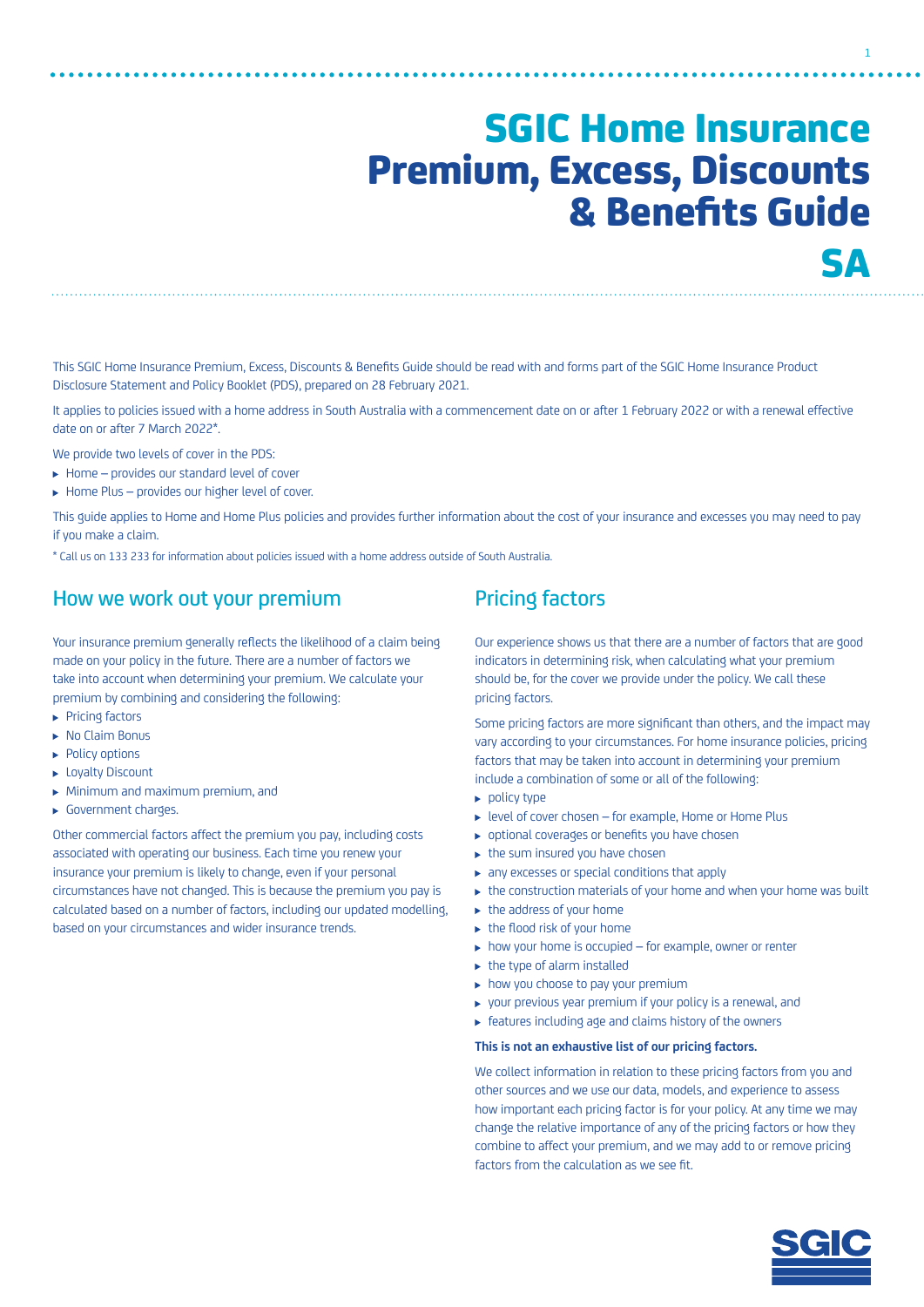# SGIC Home Insurance Premium, Excess, Discounts & Benefits Guide SA

This SGIC Home Insurance Premium, Excess, Discounts & Benefits Guide should be read with and forms part of the SGIC Home Insurance Product Disclosure Statement and Policy Booklet (PDS), prepared on 28 February 2021.

It applies to policies issued with a home address in South Australia with a commencement date on or after 1 February 2022 or with a renewal effective date on or after 7 March 2022*.

We provide two levels of cover in the PDS:

- Home – provides our standard level of cover
- Home Plus – provides our higher level of cover.

This guide applies to Home and Home Plus policies and provides further information about the cost of your insurance and excesses you may need to pay if you make a claim.

* Call us on 133 233 for information about policies issued with a home address outside of South Australia.

## How we work out your premium

Your insurance premium generally reflects the likelihood of a claim being made on your policy in the future. There are a number of factors we take into account when determining your premium. We calculate your premium by combining and considering the following:

- Pricing factors
- No Claim Bonus
- Policy options
- Loyalty Discount
- Minimum and maximum premium, and
- Government charges.

Other commercial factors affect the premium you pay, including costs associated with operating our business. Each time you renew your insurance your premium is likely to change, even if your personal circumstances have not changed. This is because the premium you pay is calculated based on a number of factors, including our updated modelling, based on your circumstances and wider insurance trends.

## Pricing factors

Our experience shows us that there are a number of factors that are good indicators in determining risk, when calculating what your premium should be, for the cover we provide under the policy. We call these pricing factors.

Some pricing factors are more significant than others, and the impact may vary according to your circumstances. For home insurance policies, pricing factors that may be taken into account in determining your premium include a combination of some or all of the following:

- policy type
- level of cover chosen – for example, Home or Home Plus
- optional coverages or benefits you have chosen
- the sum insured you have chosen
- any excesses or special conditions that apply
- the construction materials of your home and when your home was built
- the address of your home
- the flood risk of your home
- how your home is occupied – for example, owner or renter
- the type of alarm installed
- how you choose to pay your premium
- your previous year premium if your policy is a renewal, and
- features including age and claims history of the owners

**This is not an exhaustive list of our pricing factors.**

We collect information in relation to these pricing factors from you and other sources and we use our data, models, and experience to assess how important each pricing factor is for your policy. At any time we may change the relative importance of any of the pricing factors or how they combine to affect your premium, and we may add to or remove pricing factors from the calculation as we see fit.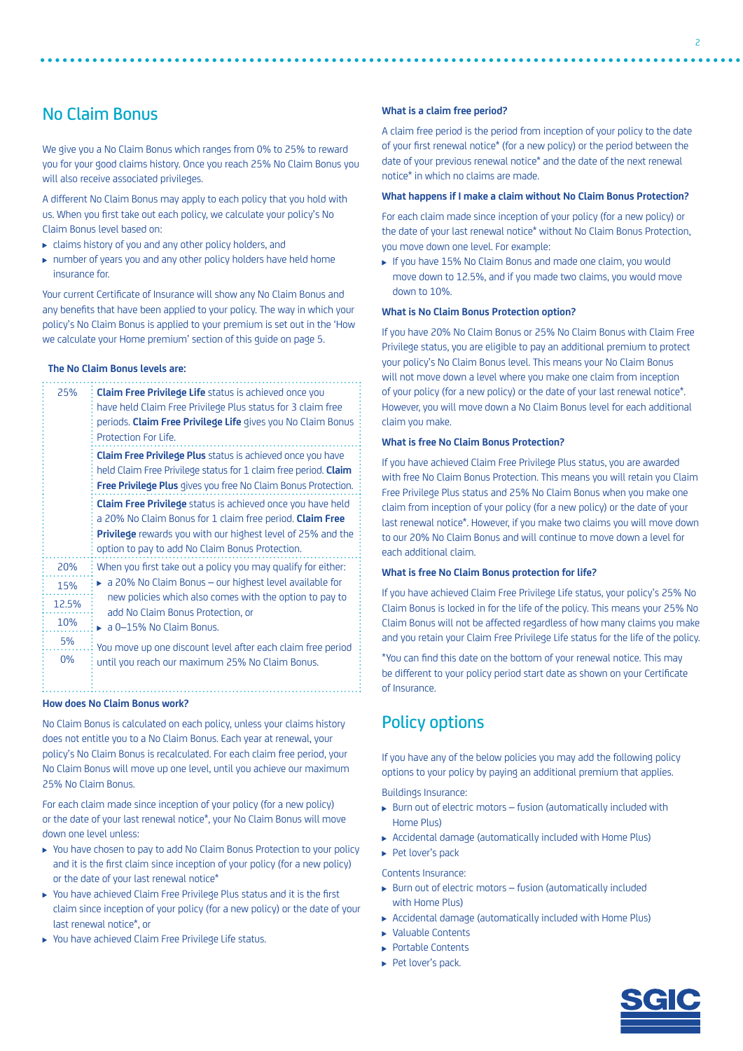## No Claim Bonus

We give you a No Claim Bonus which ranges from 0% to 25% to reward you for your good claims history. Once you reach 25% No Claim Bonus you will also receive associated privileges.

A different No Claim Bonus may apply to each policy that you hold with us. When you first take out each policy, we calculate your policy's No Claim Bonus level based on:

- claims history of you and any other policy holders, and
- number of years you and any other policy holders have held home insurance for.

Your current Certificate of Insurance will show any No Claim Bonus and any benefits that have been applied to your policy. The way in which your policy's No Claim Bonus is applied to your premium is set out in the 'How we calculate your Home premium' section of this guide on page 5.

**The No Claim Bonus levels are:**

| Level | Description |
|---|---|
| 25% | **Claim Free Privilege Life** status is achieved once you have held Claim Free Privilege Plus status for 3 claim free periods. **Claim Free Privilege Life** gives you No Claim Bonus Protection For Life. |
| | **Claim Free Privilege Plus** status is achieved once you have held Claim Free Privilege status for 1 claim free period. **Claim Free Privilege Plus** gives you free No Claim Bonus Protection. |
| | **Claim Free Privilege** status is achieved once you have held a 20% No Claim Bonus for 1 claim free period. **Claim Free Privilege** rewards you with our highest level of 25% and the option to pay to add No Claim Bonus Protection. |
| 20% | When you first take out a policy you may qualify for either: ▸ a 20% No Claim Bonus – our highest level available for new policies which also comes with the option to pay to add No Claim Bonus Protection, or ▸ a 0–15% No Claim Bonus. You move up one discount level after each claim free period until you reach our maximum 25% No Claim Bonus. |
| 15% | |
| 12.5% | |
| 10% | |
| 5% | |
| 0% | |

**How does No Claim Bonus work?**

No Claim Bonus is calculated on each policy, unless your claims history does not entitle you to a No Claim Bonus. Each year at renewal, your policy's No Claim Bonus is recalculated. For each claim free period, your No Claim Bonus will move up one level, until you achieve our maximum 25% No Claim Bonus.

For each claim made since inception of your policy (for a new policy) or the date of your last renewal notice*, your No Claim Bonus will move down one level unless:

- You have chosen to pay to add No Claim Bonus Protection to your policy and it is the first claim since inception of your policy (for a new policy) or the date of your last renewal notice*
- You have achieved Claim Free Privilege Plus status and it is the first claim since inception of your policy (for a new policy) or the date of your last renewal notice*, or
- You have achieved Claim Free Privilege Life status.

**What is a claim free period?**

A claim free period is the period from inception of your policy to the date of your first renewal notice* (for a new policy) or the period between the date of your previous renewal notice* and the date of the next renewal notice* in which no claims are made.

**What happens if I make a claim without No Claim Bonus Protection?**

For each claim made since inception of your policy (for a new policy) or the date of your last renewal notice* without No Claim Bonus Protection, you move down one level. For example:

- If you have 15% No Claim Bonus and made one claim, you would move down to 12.5%, and if you made two claims, you would move down to 10%.

**What is No Claim Bonus Protection option?**

If you have 20% No Claim Bonus or 25% No Claim Bonus with Claim Free Privilege status, you are eligible to pay an additional premium to protect your policy's No Claim Bonus level. This means your No Claim Bonus will not move down a level where you make one claim from inception of your policy (for a new policy) or the date of your last renewal notice*. However, you will move down a No Claim Bonus level for each additional claim you make.

**What is free No Claim Bonus Protection?**

If you have achieved Claim Free Privilege Plus status, you are awarded with free No Claim Bonus Protection. This means you will retain your Claim Free Privilege Plus status and 25% No Claim Bonus when you make one claim from inception of your policy (for a new policy) or the date of your last renewal notice*. However, if you make two claims you will move down to our 20% No Claim Bonus and will continue to move down a level for each additional claim.

**What is free No Claim Bonus protection for life?**

If you have achieved Claim Free Privilege Life status, your policy's 25% No Claim Bonus is locked in for the life of the policy. This means your 25% No Claim Bonus will not be affected regardless of how many claims you make and you retain your Claim Free Privilege Life status for the life of the policy.

*You can find this date on the bottom of your renewal notice. This may be different to your policy period start date as shown on your Certificate of Insurance.

## Policy options

If you have any of the below policies you may add the following policy options to your policy by paying an additional premium that applies.

Buildings Insurance:

- Burn out of electric motors – fusion (automatically included with Home Plus)
- Accidental damage (automatically included with Home Plus)
- Pet lover's pack

Contents Insurance:

- Burn out of electric motors – fusion (automatically included with Home Plus)
- Accidental damage (automatically included with Home Plus)
- Valuable Contents
- Portable Contents
- Pet lover's pack.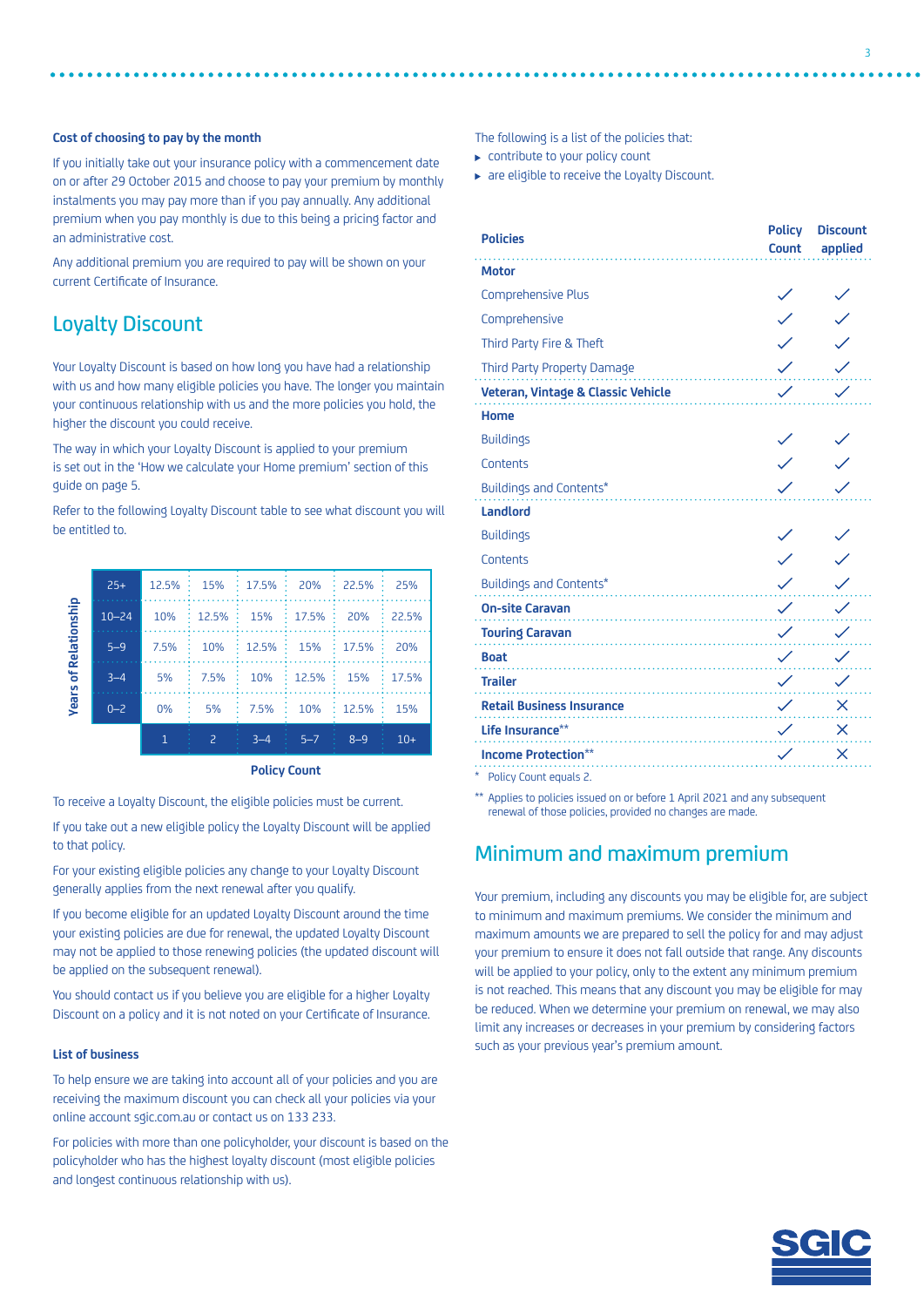### Cost of choosing to pay by the month

If you initially take out your insurance policy with a commencement date on or after 29 October 2015 and choose to pay your premium by monthly instalments you may pay more than if you pay annually. Any additional premium when you pay monthly is due to this being a pricing factor and an administrative cost.

Any additional premium you are required to pay will be shown on your current Certificate of Insurance.

## Loyalty Discount

Your Loyalty Discount is based on how long you have had a relationship with us and how many eligible policies you have. The longer you maintain your continuous relationship with us and the more policies you hold, the higher the discount you could receive.

The way in which your Loyalty Discount is applied to your premium is set out in the 'How we calculate your Home premium' section of this guide on page 5.

Refer to the following Loyalty Discount table to see what discount you will be entitled to.

| Years of Relationship | 1 | 2 | 3–4 | 5–7 | 8–9 | 10+ |
|---|---|---|---|---|---|---|
| 25+ | 12.5% | 15% | 17.5% | 20% | 22.5% | 25% |
| 10–24 | 10% | 12.5% | 15% | 17.5% | 20% | 22.5% |
| 5–9 | 7.5% | 10% | 12.5% | 15% | 17.5% | 20% |
| 3–4 | 5% | 7.5% | 10% | 12.5% | 15% | 17.5% |
| 0–2 | 0% | 5% | 7.5% | 10% | 12.5% | 15% |

Policy Count

To receive a Loyalty Discount, the eligible policies must be current.

If you take out a new eligible policy the Loyalty Discount will be applied to that policy.

For your existing eligible policies any change to your Loyalty Discount generally applies from the next renewal after you qualify.

If you become eligible for an updated Loyalty Discount around the time your existing policies are due for renewal, the updated Loyalty Discount may not be applied to those renewing policies (the updated discount will be applied on the subsequent renewal).

You should contact us if you believe you are eligible for a higher Loyalty Discount on a policy and it is not noted on your Certificate of Insurance.

### List of business

To help ensure we are taking into account all of your policies and you are receiving the maximum discount you can check all your policies via your online account sgic.com.au or contact us on 133 233.

For policies with more than one policyholder, your discount is based on the policyholder who has the highest loyalty discount (most eligible policies and longest continuous relationship with us).

The following is a list of the policies that:

- contribute to your policy count
- are eligible to receive the Loyalty Discount.

| Policies | Policy Count | Discount applied |
|---|---|---|
| **Motor** | | |
| Comprehensive Plus | ✓ | ✓ |
| Comprehensive | ✓ | ✓ |
| Third Party Fire & Theft | ✓ | ✓ |
| Third Party Property Damage | ✓ | ✓ |
| **Veteran, Vintage & Classic Vehicle** | ✓ | ✓ |
| **Home** | | |
| Buildings | ✓ | ✓ |
| Contents | ✓ | ✓ |
| Buildings and Contents* | ✓ | ✓ |
| **Landlord** | | |
| Buildings | ✓ | ✓ |
| Contents | ✓ | ✓ |
| Buildings and Contents* | ✓ | ✓ |
| **On-site Caravan** | ✓ | ✓ |
| **Touring Caravan** | ✓ | ✓ |
| **Boat** | ✓ | ✓ |
| **Trailer** | ✓ | ✓ |
| **Retail Business Insurance** | ✓ | ✗ |
| **Life Insurance**** | ✓ | ✗ |
| **Income Protection**** | ✓ | ✗ |

\* Policy Count equals 2.

\*\* Applies to policies issued on or before 1 April 2021 and any subsequent renewal of those policies, provided no changes are made.

## Minimum and maximum premium

Your premium, including any discounts you may be eligible for, are subject to minimum and maximum premiums. We consider the minimum and maximum amounts we are prepared to sell the policy for and may adjust your premium to ensure it does not fall outside that range. Any discounts will be applied to your policy, only to the extent any minimum premium is not reached. This means that any discount you may be eligible for may be reduced. When we determine your premium on renewal, we may also limit any increases or decreases in your premium by considering factors such as your previous year's premium amount.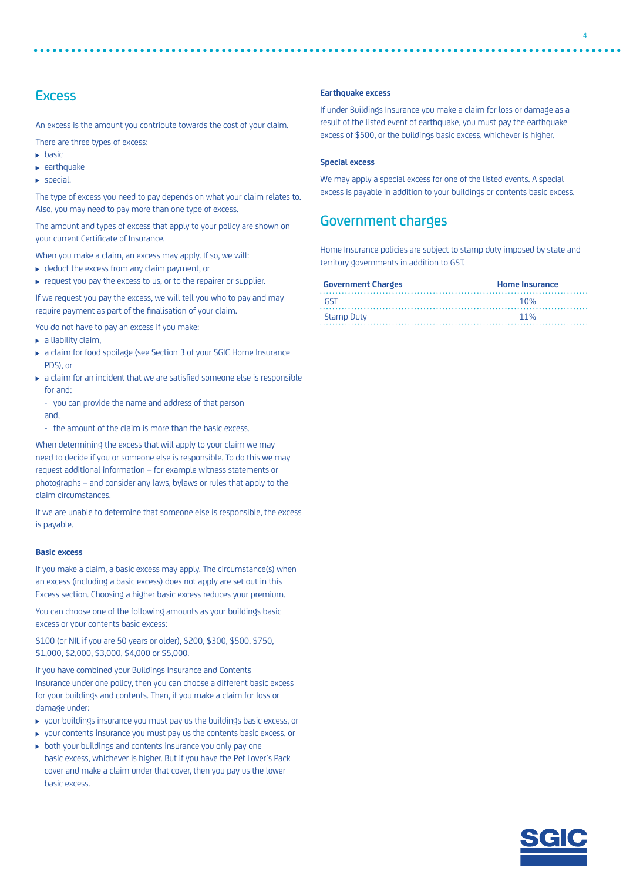## Excess

An excess is the amount you contribute towards the cost of your claim.

There are three types of excess:

- basic
- earthquake
- special.

The type of excess you need to pay depends on what your claim relates to. Also, you may need to pay more than one type of excess.

The amount and types of excess that apply to your policy are shown on your current Certificate of Insurance.

When you make a claim, an excess may apply. If so, we will:

- deduct the excess from any claim payment, or
- request you pay the excess to us, or to the repairer or supplier.

If we request you pay the excess, we will tell you who to pay and may require payment as part of the finalisation of your claim.

You do not have to pay an excess if you make:

- a liability claim,
- a claim for food spoilage (see Section 3 of your SGIC Home Insurance PDS), or
- a claim for an incident that we are satisfied someone else is responsible for and:
  - you can provide the name and address of that person and,
  - the amount of the claim is more than the basic excess.

When determining the excess that will apply to your claim we may need to decide if you or someone else is responsible. To do this we may request additional information – for example witness statements or photographs – and consider any laws, bylaws or rules that apply to the claim circumstances.

If we are unable to determine that someone else is responsible, the excess is payable.

#### Basic excess

If you make a claim, a basic excess may apply. The circumstance(s) when an excess (including a basic excess) does not apply are set out in this Excess section. Choosing a higher basic excess reduces your premium.

You can choose one of the following amounts as your buildings basic excess or your contents basic excess:

$100 (or NIL if you are 50 years or older), $200, $300, $500, $750, $1,000, $2,000, $3,000, $4,000 or $5,000.

If you have combined your Buildings Insurance and Contents Insurance under one policy, then you can choose a different basic excess for your buildings and contents. Then, if you make a claim for loss or damage under:

- your buildings insurance you must pay us the buildings basic excess, or
- your contents insurance you must pay us the contents basic excess, or
- both your buildings and contents insurance you only pay one basic excess, whichever is higher. But if you have the Pet Lover's Pack cover and make a claim under that cover, then you pay us the lower basic excess.

#### Earthquake excess

If under Buildings Insurance you make a claim for loss or damage as a result of the listed event of earthquake, you must pay the earthquake excess of $500, or the buildings basic excess, whichever is higher.

#### Special excess

We may apply a special excess for one of the listed events. A special excess is payable in addition to your buildings or contents basic excess.

## Government charges

Home Insurance policies are subject to stamp duty imposed by state and territory governments in addition to GST.

| Government Charges | Home Insurance |
|---|---|
| GST | 10% |
| Stamp Duty | 11% |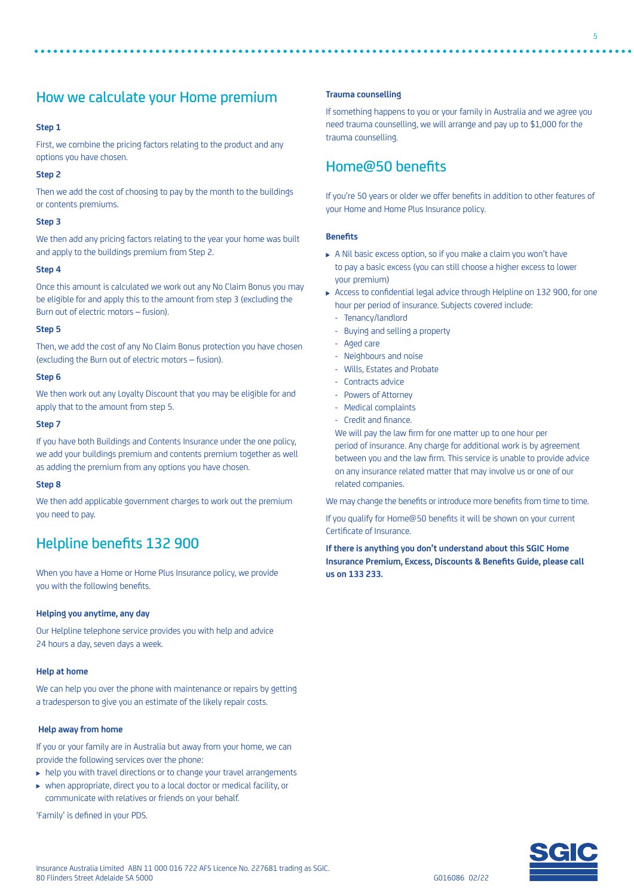## How we calculate your Home premium

**Step 1**

First, we combine the pricing factors relating to the product and any options you have chosen.

**Step 2**

Then we add the cost of choosing to pay by the month to the buildings or contents premiums.

**Step 3**

We then add any pricing factors relating to the year your home was built and apply to the buildings premium from Step 2.

**Step 4**

Once this amount is calculated we work out any No Claim Bonus you may be eligible for and apply this to the amount from step 3 (excluding the Burn out of electric motors – fusion).

**Step 5**

Then, we add the cost of any No Claim Bonus protection you have chosen (excluding the Burn out of electric motors – fusion).

**Step 6**

We then work out any Loyalty Discount that you may be eligible for and apply that to the amount from step 5.

**Step 7**

If you have both Buildings and Contents Insurance under the one policy, we add your buildings premium and contents premium together as well as adding the premium from any options you have chosen.

**Step 8**

We then add applicable government charges to work out the premium you need to pay.

## Helpline benefits 132 900

When you have a Home or Home Plus Insurance policy, we provide you with the following benefits.

**Helping you anytime, any day**

Our Helpline telephone service provides you with help and advice 24 hours a day, seven days a week.

**Help at home**

We can help you over the phone with maintenance or repairs by getting a tradesperson to give you an estimate of the likely repair costs.

**Help away from home**

If you or your family are in Australia but away from your home, we can provide the following services over the phone:

- help you with travel directions or to change your travel arrangements
- when appropriate, direct you to a local doctor or medical facility, or communicate with relatives or friends on your behalf.

'Family' is defined in your PDS.

**Trauma counselling**

If something happens to you or your family in Australia and we agree you need trauma counselling, we will arrange and pay up to $1,000 for the trauma counselling.

## Home@50 benefits

If you're 50 years or older we offer benefits in addition to other features of your Home and Home Plus Insurance policy.

**Benefits**

- A Nil basic excess option, so if you make a claim you won't have to pay a basic excess (you can still choose a higher excess to lower your premium)
- Access to confidential legal advice through Helpline on 132 900, for one hour per period of insurance. Subjects covered include:
  - Tenancy/landlord
  - Buying and selling a property
  - Aged care
  - Neighbours and noise
  - Wills, Estates and Probate
  - Contracts advice
  - Powers of Attorney
  - Medical complaints
  - Credit and finance.

  We will pay the law firm for one matter up to one hour per period of insurance. Any charge for additional work is by agreement between you and the law firm. This service is unable to provide advice on any insurance related matter that may involve us or one of our related companies.

We may change the benefits or introduce more benefits from time to time.

If you qualify for Home@50 benefits it will be shown on your current Certificate of Insurance.

**If there is anything you don't understand about this SGIC Home Insurance Premium, Excess, Discounts & Benefits Guide, please call us on 133 233.**

Insurance Australia Limited ABN 11 000 016 722 AFS Licence No. 227681 trading as SGIC.
80 Flinders Street Adelaide SA 5000

G016086 02/22